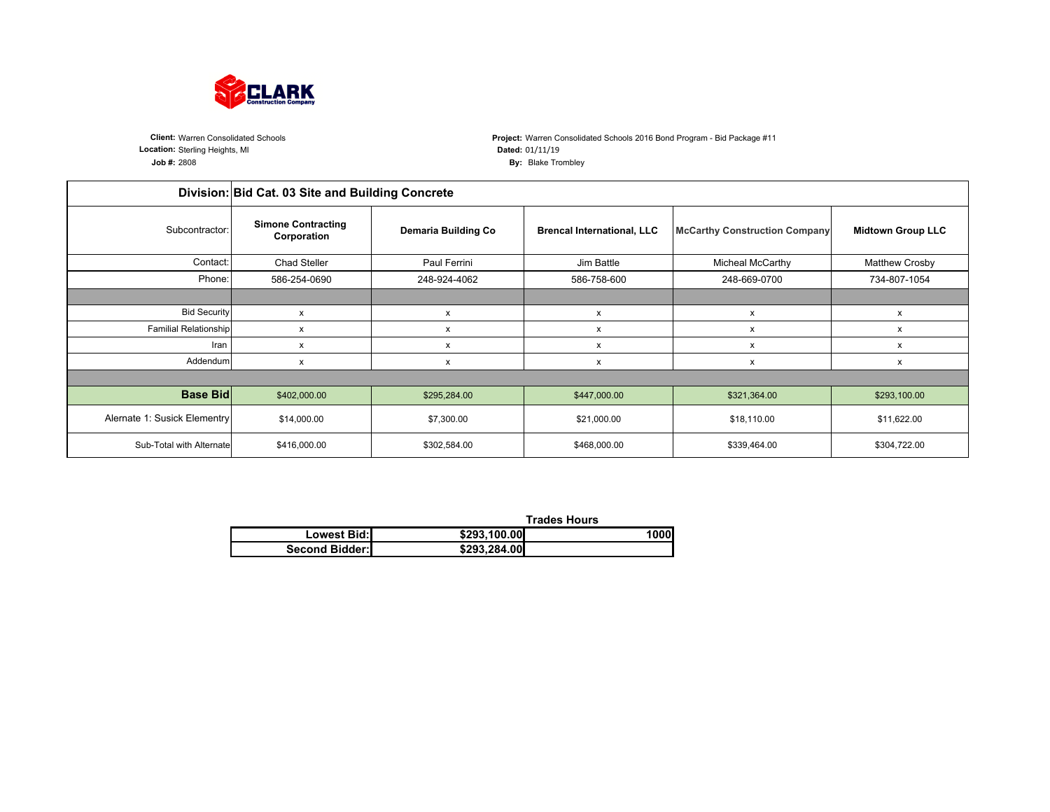**CLARK**
Construction Company

**Client:** Warren Consolidated Schools
**Location:** Sterling Heights, MI
**Job #:** 2808

**Project:** Warren Consolidated Schools 2016 Bond Program - Bid Package #11
**Dated:** 01/11/19
**By:** Blake Trombley

| **Division:** | **Bid Cat. 03 Site and Building Concrete** | | | | |
|---|---|---|---|---|---|
| Subcontractor: | **Simone Contracting Corporation** | **Demaria Building Co** | **Brencal International, LLC** | **McCarthy Construction Company** | **Midtown Group LLC** |
| Contact: | Chad Steller | Paul Ferrini | Jim Battle | Micheal McCarthy | Matthew Crosby |
| Phone: | 586-254-0690 | 248-924-4062 | 586-758-600 | 248-669-0700 | 734-807-1054 |
| | | | | | |
| Bid Security | x | x | x | x | x |
| Familial Relationship | x | x | x | x | x |
| Iran | x | x | x | x | x |
| Addendum | x | x | x | x | x |
| | | | | | |
| **Base Bid** | $402,000.00 | $295,284.00 | $447,000.00 | $321,364.00 | $293,100.00 |
| Alernate 1: Susick Elementry | $14,000.00 | $7,300.00 | $21,000.00 | $18,110.00 | $11,622.00 |
| Sub-Total with Alternate | $416,000.00 | $302,584.00 | $468,000.00 | $339,464.00 | $304,722.00 |

| | | **Trades Hours** |
|---|---|---|
| **Lowest Bid:** | **$293,100.00** | **1000** |
| **Second Bidder:** | **$293,284.00** | |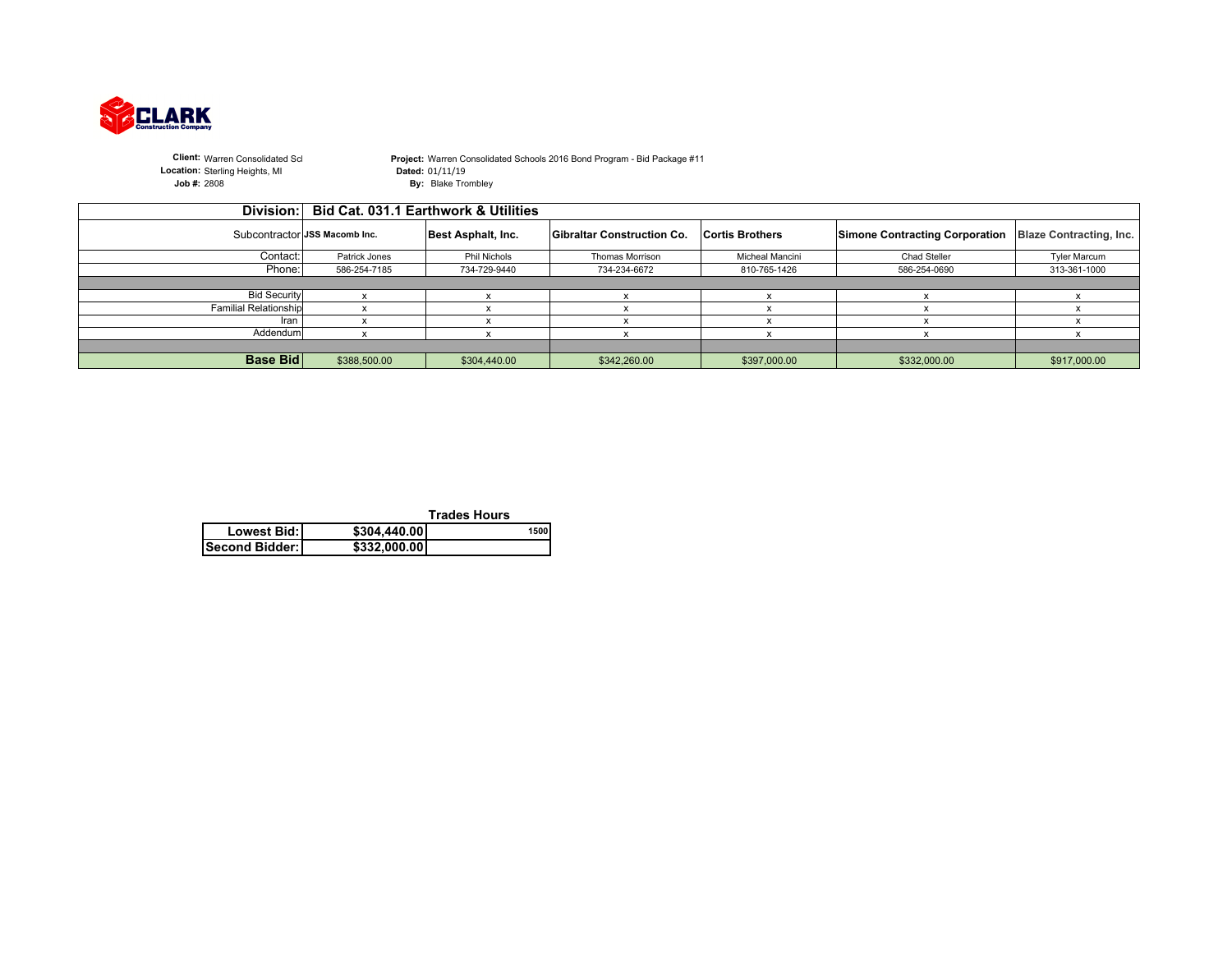CLARK Construction Company

**Client:** Warren Consolidated Scl
**Location:** Sterling Heights, MI
**Job #:** 2808

**Project:** Warren Consolidated Schools 2016 Bond Program - Bid Package #11
**Dated:** 01/11/19
**By:** Blake Trombley

| **Division:** | **Bid Cat. 031.1 Earthwork & Utilities** | | | | | |
|---|---|---|---|---|---|---|
| Subcontractor | **JSS Macomb Inc.** | **Best Asphalt, Inc.** | **Gibraltar Construction Co.** | **Cortis Brothers** | **Simone Contracting Corporation** | **Blaze Contracting, Inc.** |
| Contact: | Patrick Jones | Phil Nichols | Thomas Morrison | Micheal Mancini | Chad Steller | Tyler Marcum |
| Phone: | 586-254-7185 | 734-729-9440 | 734-234-6672 | 810-765-1426 | 586-254-0690 | 313-361-1000 |
| | | | | | | |
| Bid Security | x | x | x | x | x | x |
| Familial Relationship | x | x | x | x | x | x |
| Iran | x | x | x | x | x | x |
| Addendum | x | x | x | x | x | x |
| | | | | | | |
| **Base Bid** | $388,500.00 | $304,440.00 | $342,260.00 | $397,000.00 | $332,000.00 | $917,000.00 |

| | | **Trades Hours** |
|---|---|---|
| **Lowest Bid:** | **$304,440.00** | 1500 |
| **Second Bidder:** | **$332,000.00** | |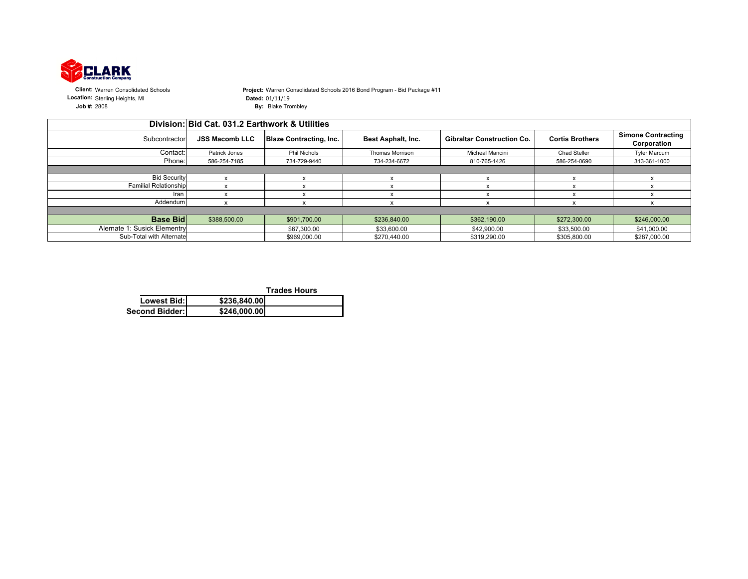**CLARK** Construction Company

**Client:** Warren Consolidated Schools
**Location:** Sterling Heights, MI
**Job #:** 2808

**Project:** Warren Consolidated Schools 2016 Bond Program - Bid Package #11
**Dated:** 01/11/19
**By:** Blake Trombley

| Division: | Bid Cat. 031.2 Earthwork & Utilities | | | | | |
|---|---|---|---|---|---|---|
| Subcontractor | **JSS Macomb LLC** | **Blaze Contracting, Inc.** | **Best Asphalt, Inc.** | **Gibraltar Construction Co.** | **Cortis Brothers** | **Simone Contracting Corporation** |
| Contact: | Patrick Jones | Phil Nichols | Thomas Morrison | Micheal Mancini | Chad Steller | Tyler Marcum |
| Phone: | 586-254-7185 | 734-729-9440 | 734-234-6672 | 810-765-1426 | 586-254-0690 | 313-361-1000 |
| | | | | | | |
| Bid Security | x | x | x | x | x | x |
| Familial Relationship | x | x | x | x | x | x |
| Iran | x | x | x | x | x | x |
| Addendum | x | x | x | x | x | x |
| | | | | | | |
| **Base Bid** | $388,500.00 | $901,700.00 | $236,840.00 | $362,190.00 | $272,300.00 | $246,000.00 |
| Alernate 1: Susick Elementry | | $67,300.00 | $33,600.00 | $42,900.00 | $33,500.00 | $41,000.00 |
| Sub-Total with Alternate | | $969,000.00 | $270,440.00 | $319,290.00 | $305,800.00 | $287,000.00 |

| | | **Trades Hours** |
|---|---|---|
| **Lowest Bid:** | **$236,840.00** | |
| **Second Bidder:** | **$246,000.00** | |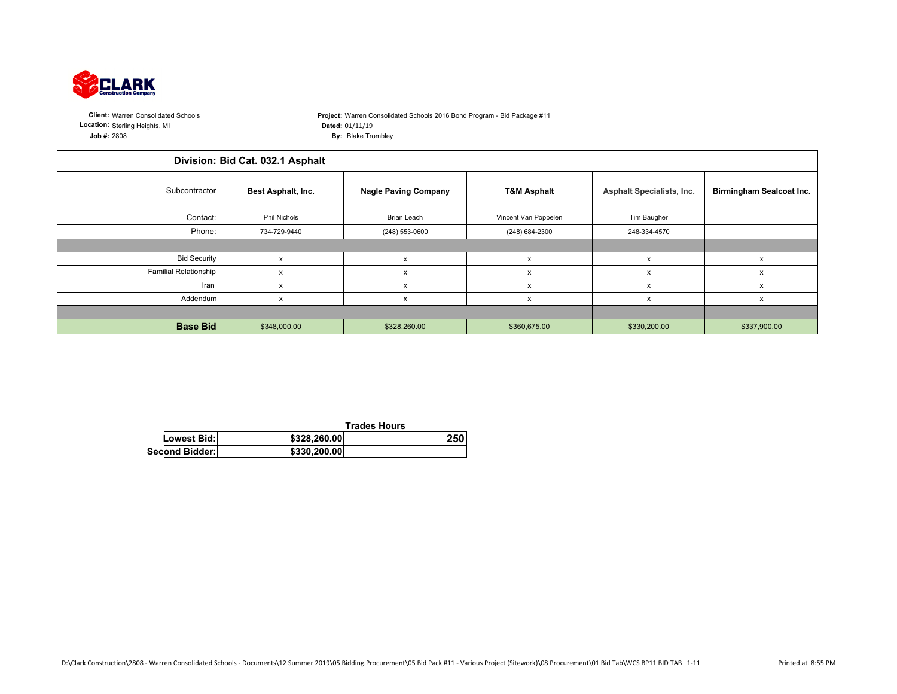**Client:** Warren Consolidated Schools
**Location:** Sterling Heights, MI
**Job #:** 2808

**Project:** Warren Consolidated Schools 2016 Bond Program - Bid Package #11
**Dated:** 01/11/19
**By:** Blake Trombley

| **Division:** | **Bid Cat. 032.1 Asphalt** | | | | |
|---|---|---|---|---|---|
| Subcontractor | **Best Asphalt, Inc.** | **Nagle Paving Company** | **T&M Asphalt** | **Asphalt Specialists, Inc.** | **Birmingham Sealcoat Inc.** |
| Contact: | Phil Nichols | Brian Leach | Vincent Van Poppelen | Tim Baugher | |
| Phone: | 734-729-9440 | (248) 553-0600 | (248) 684-2300 | 248-334-4570 | |
| | | | | | |
| Bid Security | x | x | x | x | x |
| Familial Relationship | x | x | x | x | x |
| Iran | x | x | x | x | x |
| Addendum | x | x | x | x | x |
| | | | | | |
| **Base Bid** | $348,000.00 | $328,260.00 | $360,675.00 | $330,200.00 | $337,900.00 |

| | | **Trades Hours** |
|---|---|---|
| **Lowest Bid:** | **$328,260.00** | **250** |
| **Second Bidder:** | **$330,200.00** | |

D:\Clark Construction\2808 - Warren Consolidated Schools - Documents\12 Summer 2019\05 Bidding.Procurement\05 Bid Pack #11 - Various Project (Sitework)\08 Procurement\01 Bid Tab\WCS BP11 BID TAB 1-11

Printed at 8:55 PM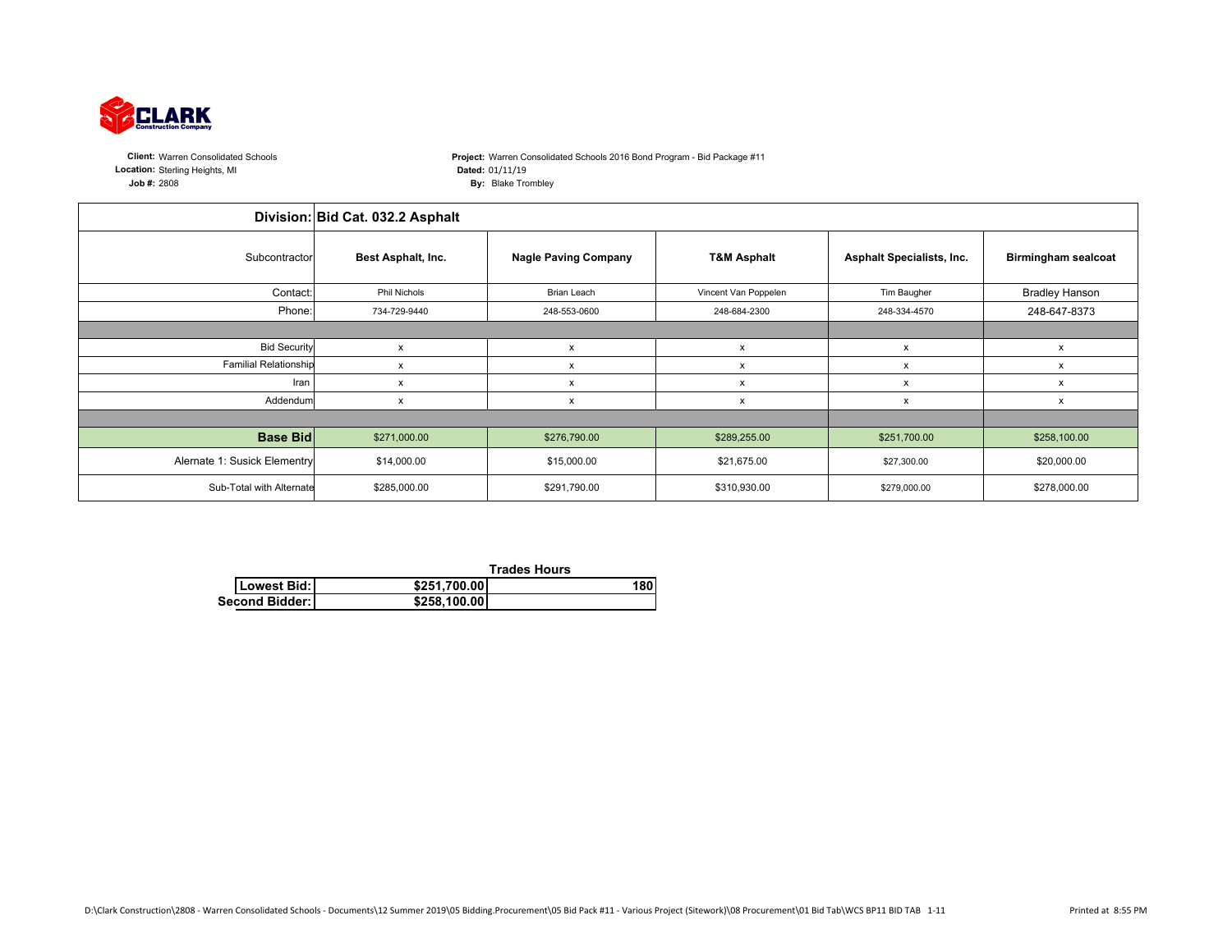**CLARK** Construction Company

**Client:** Warren Consolidated Schools
**Location:** Sterling Heights, MI
**Job #:** 2808

**Project:** Warren Consolidated Schools 2016 Bond Program - Bid Package #11
**Dated:** 01/11/19
**By:** Blake Trombley

| **Division:** | **Bid Cat. 032.2 Asphalt** | | | | |
|---|---|---|---|---|---|
| Subcontractor | **Best Asphalt, Inc.** | **Nagle Paving Company** | **T&M Asphalt** | **Asphalt Specialists, Inc.** | **Birmingham sealcoat** |
| Contact: | Phil Nichols | Brian Leach | Vincent Van Poppelen | Tim Baugher | Bradley Hanson |
| Phone: | 734-729-9440 | 248-553-0600 | 248-684-2300 | 248-334-4570 | 248-647-8373 |
| | | | | | |
| Bid Security | x | x | x | x | x |
| Familial Relationship | x | x | x | x | x |
| Iran | x | x | x | x | x |
| Addendum | x | x | x | x | x |
| | | | | | |
| **Base Bid** | $271,000.00 | $276,790.00 | $289,255.00 | $251,700.00 | $258,100.00 |
| Alernate 1: Susick Elementry | $14,000.00 | $15,000.00 | $21,675.00 | $27,300.00 | $20,000.00 |
| Sub-Total with Alternate | $285,000.00 | $291,790.00 | $310,930.00 | $279,000.00 | $278,000.00 |

| | | **Trades Hours** |
|---|---|---|
| **Lowest Bid:** | **$251,700.00** | **180** |
| **Second Bidder:** | **$258,100.00** | |

D:\Clark Construction\2808 - Warren Consolidated Schools - Documents\12 Summer 2019\05 Bidding.Procurement\05 Bid Pack #11 - Various Project (Sitework)\08 Procurement\01 Bid Tab\WCS BP11 BID TAB 1-11

Printed at 8:55 PM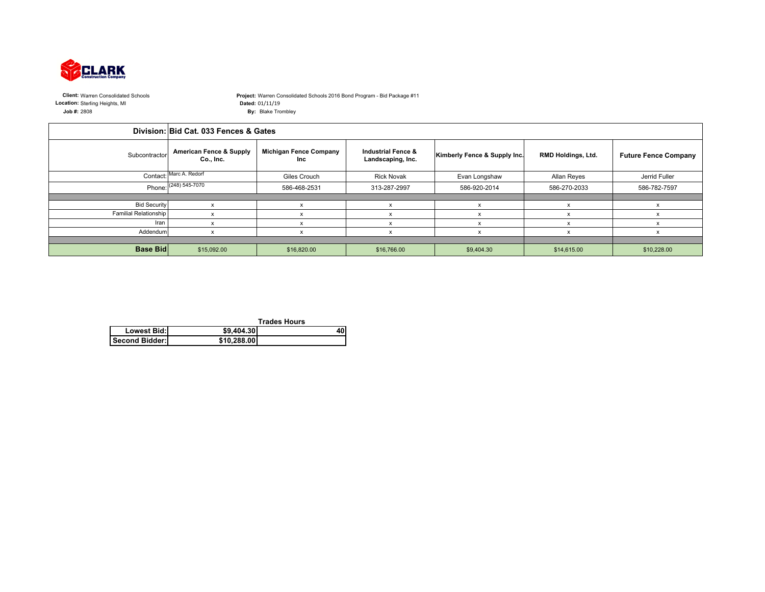**CLARK** Construction Company

**Client:** Warren Consolidated Schools
**Location:** Sterling Heights, MI
**Job #:** 2808

**Project:** Warren Consolidated Schools 2016 Bond Program - Bid Package #11
**Dated:** 01/11/19
**By:** Blake Trombley

| **Division:** | **Bid Cat. 033 Fences & Gates** | | | | | |
|---|---|---|---|---|---|---|
| Subcontractor | **American Fence & Supply Co., Inc.** | **Michigan Fence Company Inc** | **Industrial Fence & Landscaping, Inc.** | **Kimberly Fence & Supply Inc.** | **RMD Holdings, Ltd.** | **Future Fence Company** |
| Contact: | Marc A. Redorf | Giles Crouch | Rick Novak | Evan Longshaw | Allan Reyes | Jerrid Fuller |
| Phone: | (248) 545-7070 | 586-468-2531 | 313-287-2997 | 586-920-2014 | 586-270-2033 | 586-782-7597 |
| Bid Security | x | x | x | x | x | x |
| Familial Relationship | x | x | x | x | x | x |
| Iran | x | x | x | x | x | x |
| Addendum | x | x | x | x | x | x |
| **Base Bid** | $15,092.00 | $16,820.00 | $16,766.00 | $9,404.30 | $14,615.00 | $10,228.00 |

| | | **Trades Hours** |
|---|---|---|
| **Lowest Bid:** | **$9,404.30** | **40** |
| **Second Bidder:** | **$10,288.00** | |